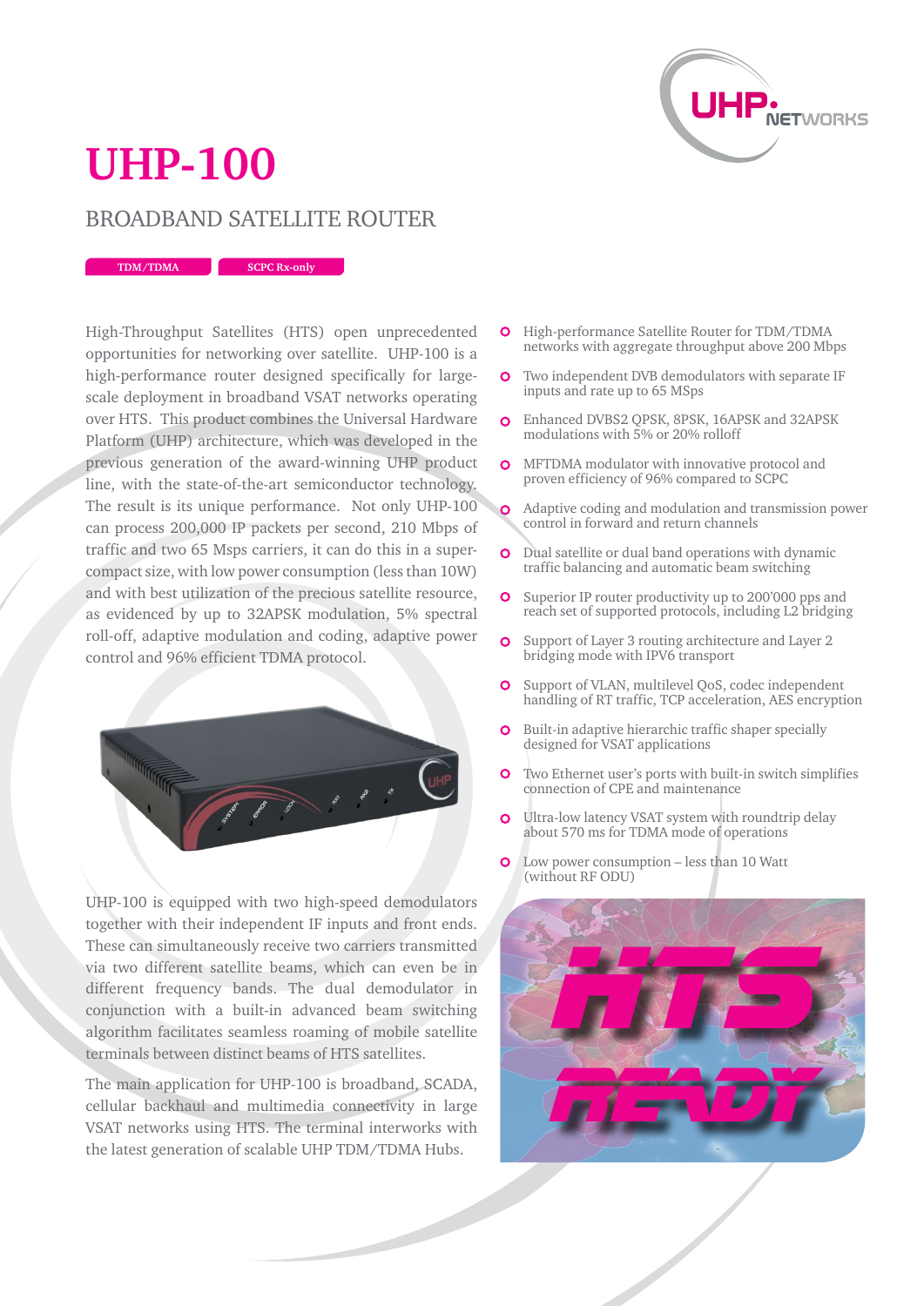# UHP-100

## BROADBAND SATELLITE ROUTER

TDM/TDMA | SCPC Rx-only

High-Throughput Satellites (HTS) open unprecedented opportunities for networking over satellite. UHP-100 is a high-performance router designed specifically for large-scale deployment in broadband VSAT networks operating over HTS. This product combines the Universal Hardware Platform (UHP) architecture, which was developed in the previous generation of the award-winning UHP product line, with the state-of-the-art semiconductor technology. The result is its unique performance. Not only UHP-100 can process 200,000 IP packets per second, 210 Mbps of traffic and two 65 Msps carriers, it can do this in a super-compact size, with low power consumption (less than 10W) and with best utilization of the precious satellite resource, as evidenced by up to 32APSK modulation, 5% spectral roll-off, adaptive modulation and coding, adaptive power control and 96% efficient TDMA protocol.

UHP-100 is equipped with two high-speed demodulators together with their independent IF inputs and front ends. These can simultaneously receive two carriers transmitted via two different satellite beams, which can even be in different frequency bands. The dual demodulator in conjunction with a built-in advanced beam switching algorithm facilitates seamless roaming of mobile satellite terminals between distinct beams of HTS satellites.

The main application for UHP-100 is broadband, SCADA, cellular backhaul and multimedia connectivity in large VSAT networks using HTS. The terminal interworks with the latest generation of scalable UHP TDM/TDMA Hubs.

- High-performance Satellite Router for TDM/TDMA networks with aggregate throughput above 200 Mbps
- Two independent DVB demodulators with separate IF inputs and rate up to 65 MSps
- Enhanced DVBS2 QPSK, 8PSK, 16APSK and 32APSK modulations with 5% or 20% rolloff
- MFTDMA modulator with innovative protocol and proven efficiency of 96% compared to SCPC
- Adaptive coding and modulation and transmission power control in forward and return channels
- Dual satellite or dual band operations with dynamic traffic balancing and automatic beam switching
- Superior IP router productivity up to 200'000 pps and reach set of supported protocols, including L2 bridging
- Support of Layer 3 routing architecture and Layer 2 bridging mode with IPV6 transport
- Support of VLAN, multilevel QoS, codec independent handling of RT traffic, TCP acceleration, AES encryption
- Built-in adaptive hierarchic traffic shaper specially designed for VSAT applications
- Two Ethernet user's ports with built-in switch simplifies connection of CPE and maintenance
- Ultra-low latency VSAT system with roundtrip delay about 570 ms for TDMA mode of operations
- Low power consumption – less than 10 Watt (without RF ODU)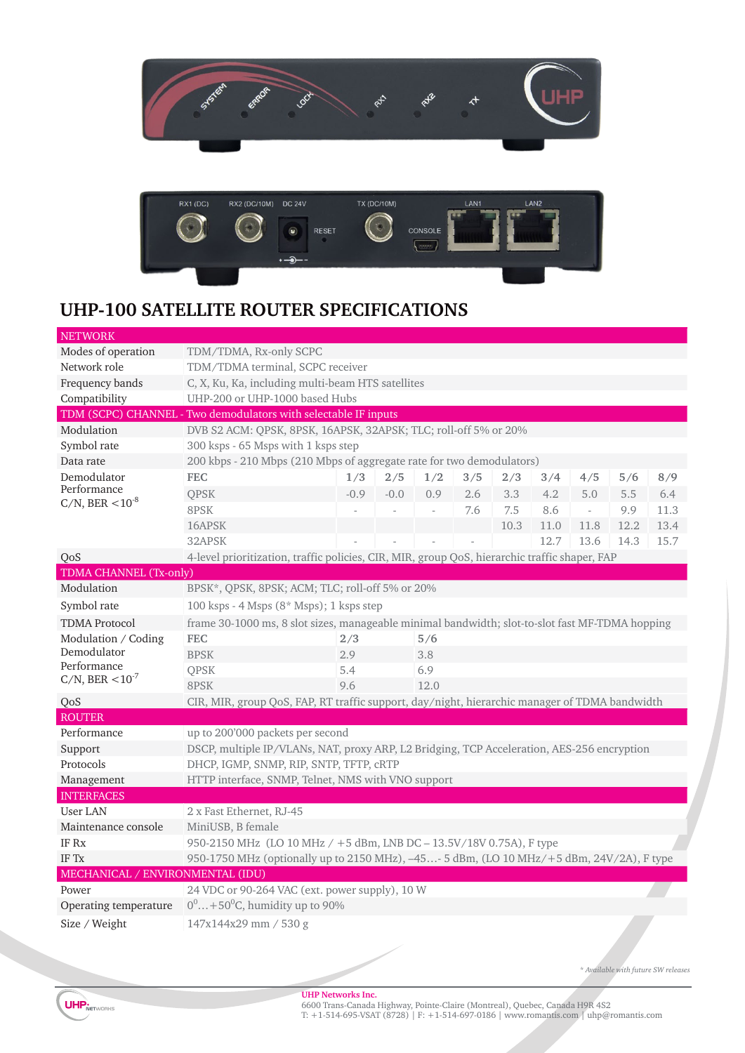# UHP-100 SATELLITE ROUTER SPECIFICATIONS

| | | | | | | | | | | |
|---|---|---|---|---|---|---|---|---|---|---|
| **NETWORK** | | | | | | | | | | |
| Modes of operation | TDM/TDMA, Rx-only SCPC | | | | | | | | | |
| Network role | TDM/TDMA terminal, SCPC receiver | | | | | | | | | |
| Frequency bands | C, X, Ku, Ka, including multi-beam HTS satellites | | | | | | | | | |
| Compatibility | UHP-200 or UHP-1000 based Hubs | | | | | | | | | |
| **TDM (SCPC) CHANNEL - Two demodulators with selectable IF inputs** | | | | | | | | | | |
| Modulation | DVB S2 ACM: QPSK, 8PSK, 16APSK, 32APSK; TLC; roll-off 5% or 20% | | | | | | | | | |
| Symbol rate | 300 ksps - 65 Msps with 1 ksps step | | | | | | | | | |
| Data rate | 200 kbps - 210 Mbps (210 Mbps of aggregate rate for two demodulators) | | | | | | | | | |
| Demodulator Performance C/N, BER $<10^{-8}$ | FEC | 1/3 | 2/5 | 1/2 | 3/5 | 2/3 | 3/4 | 4/5 | 5/6 | 8/9 |
| | QPSK | -0.9 | -0.0 | 0.9 | 2.6 | 3.3 | 4.2 | 5.0 | 5.5 | 6.4 |
| | 8PSK | - | - | - | 7.6 | 7.5 | 8.6 | - | 9.9 | 11.3 |
| | 16APSK | | | | | 10.3 | 11.0 | 11.8 | 12.2 | 13.4 |
| | 32APSK | - | - | - | - | | 12.7 | 13.6 | 14.3 | 15.7 |
| QoS | 4-level prioritization, traffic policies, CIR, MIR, group QoS, hierarchic traffic shaper, FAP | | | | | | | | | |
| **TDMA CHANNEL (Tx-only)** | | | | | | | | | | |
| Modulation | BPSK*, QPSK, 8PSK; ACM; TLC; roll-off 5% or 20% | | | | | | | | | |
| Symbol rate | 100 ksps - 4 Msps (8* Msps); 1 ksps step | | | | | | | | | |
| TDMA Protocol | frame 30-1000 ms, 8 slot sizes, manageable minimal bandwidth; slot-to-slot fast MF-TDMA hopping | | | | | | | | | |
| Modulation / Coding Demodulator Performance C/N, BER $<10^{-7}$ | FEC | 2/3 | 5/6 | | | | | | | |
| | BPSK | 2.9 | 3.8 | | | | | | | |
| | QPSK | 5.4 | 6.9 | | | | | | | |
| | 8PSK | 9.6 | 12.0 | | | | | | | |
| QoS | CIR, MIR, group QoS, FAP, RT traffic support, day/night, hierarchic manager of TDMA bandwidth | | | | | | | | | |
| **ROUTER** | | | | | | | | | | |
| Performance | up to 200'000 packets per second | | | | | | | | | |
| Support | DSCP, multiple IP/VLANs, NAT, proxy ARP, L2 Bridging, TCP Acceleration, AES-256 encryption | | | | | | | | | |
| Protocols | DHCP, IGMP, SNMP, RIP, SNTP, TFTP, cRTP | | | | | | | | | |
| Management | HTTP interface, SNMP, Telnet, NMS with VNO support | | | | | | | | | |
| **INTERFACES** | | | | | | | | | | |
| User LAN | 2 x Fast Ethernet, RJ-45 | | | | | | | | | |
| Maintenance console | MiniUSB, B female | | | | | | | | | |
| IF Rx | 950-2150 MHz (LO 10 MHz / +5 dBm, LNB DC – 13.5V/18V 0.75A), F type | | | | | | | | | |
| IF Tx | 950-1750 MHz (optionally up to 2150 MHz), –45…- 5 dBm, (LO 10 MHz/+5 dBm, 24V/2A), F type | | | | | | | | | |
| **MECHANICAL / ENVIRONMENTAL (IDU)** | | | | | | | | | | |
| Power | 24 VDC or 90-264 VAC (ext. power supply), 10 W | | | | | | | | | |
| Operating temperature | $0^0$…$+50^0$C, humidity up to 90% | | | | | | | | | |
| Size / Weight | 147x144x29 mm / 530 g | | | | | | | | | |

*\* Available with future SW releases*

**UHP Networks Inc.**
6600 Trans-Canada Highway, Pointe-Claire (Montreal), Quebec, Canada H9R 4S2
T: +1-514-695-VSAT (8728) | F: +1-514-697-0186 | www.romantis.com | uhp@romantis.com